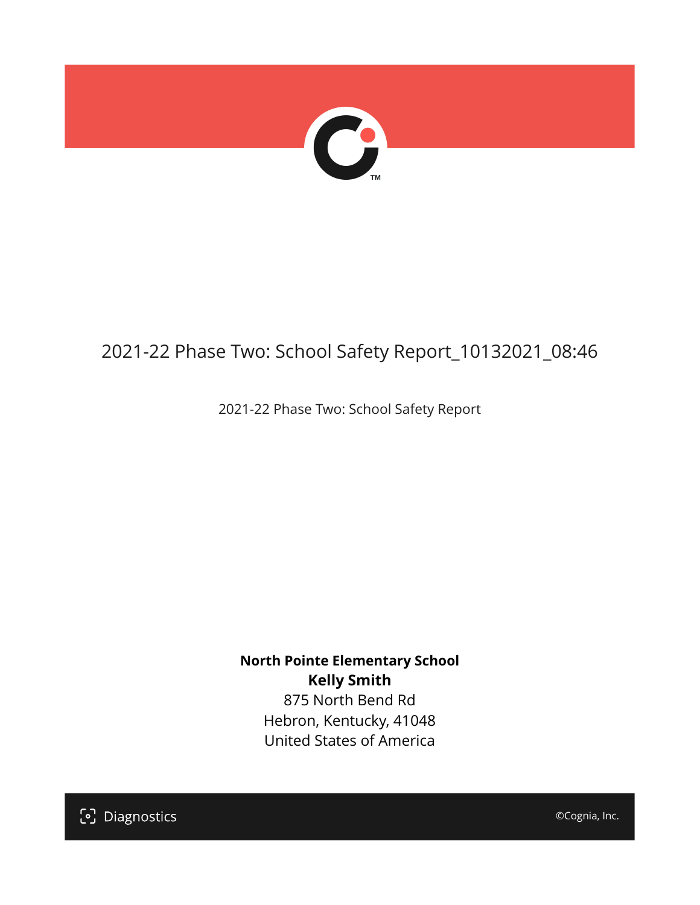# 2021-22 Phase Two: School Safety Report_10132021_08:46

2021-22 Phase Two: School Safety Report

**North Pointe Elementary School**
**Kelly Smith**
875 North Bend Rd
Hebron, Kentucky, 41048
United States of America

Diagnostics

©Cognia, Inc.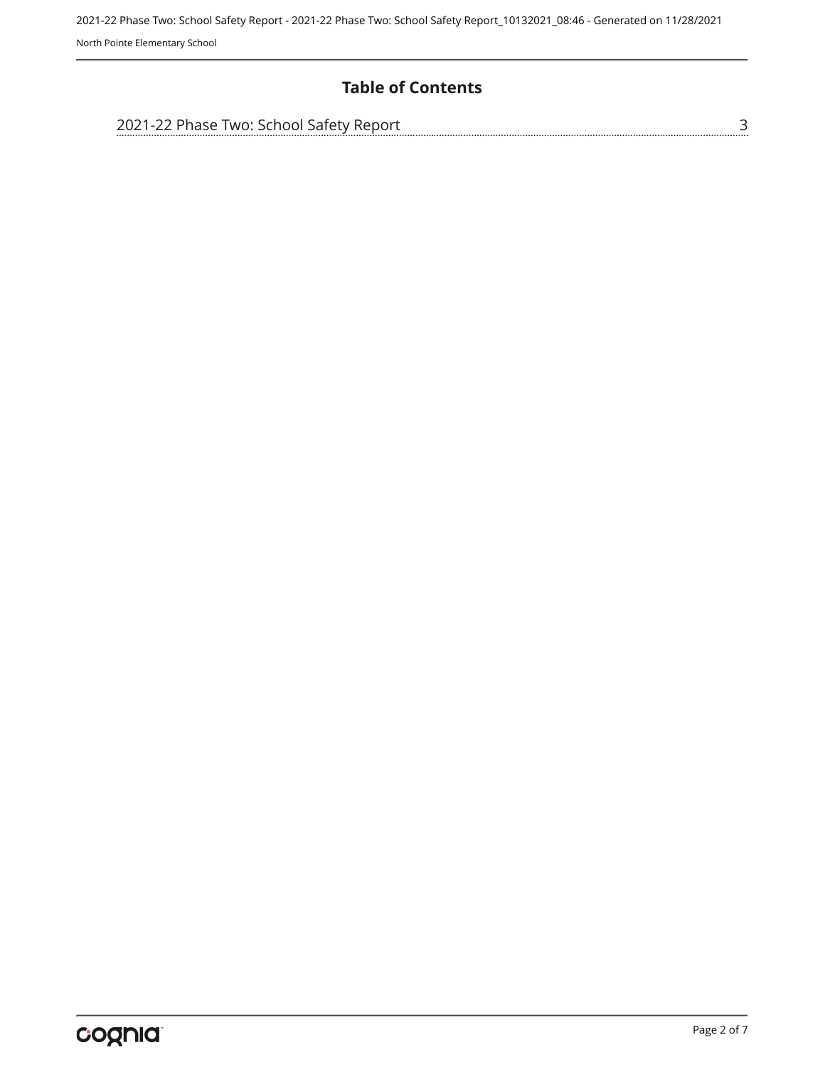# Table of Contents

2021-22 Phase Two: School Safety Report ........ 3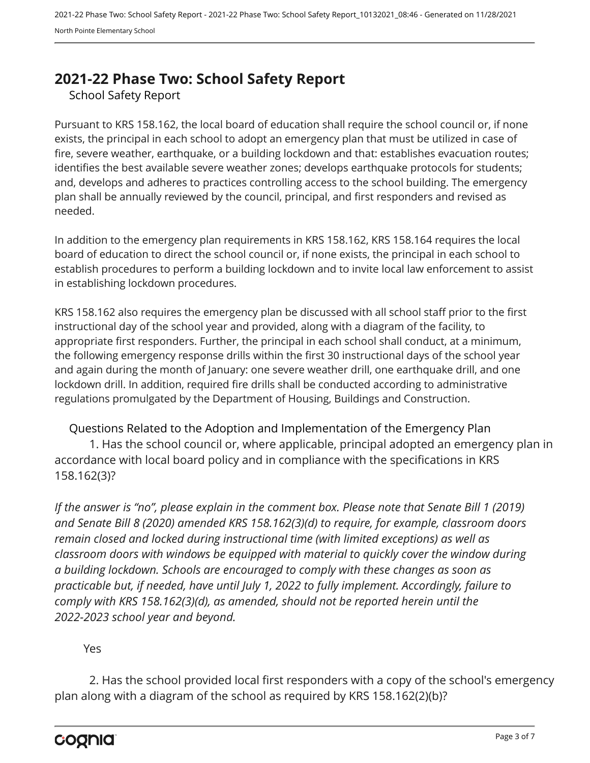# 2021-22 Phase Two: School Safety Report

## School Safety Report

Pursuant to KRS 158.162, the local board of education shall require the school council or, if none exists, the principal in each school to adopt an emergency plan that must be utilized in case of fire, severe weather, earthquake, or a building lockdown and that: establishes evacuation routes; identifies the best available severe weather zones; develops earthquake protocols for students; and, develops and adheres to practices controlling access to the school building. The emergency plan shall be annually reviewed by the council, principal, and first responders and revised as needed.

In addition to the emergency plan requirements in KRS 158.162, KRS 158.164 requires the local board of education to direct the school council or, if none exists, the principal in each school to establish procedures to perform a building lockdown and to invite local law enforcement to assist in establishing lockdown procedures.

KRS 158.162 also requires the emergency plan be discussed with all school staff prior to the first instructional day of the school year and provided, along with a diagram of the facility, to appropriate first responders. Further, the principal in each school shall conduct, at a minimum, the following emergency response drills within the first 30 instructional days of the school year and again during the month of January: one severe weather drill, one earthquake drill, and one lockdown drill. In addition, required fire drills shall be conducted according to administrative regulations promulgated by the Department of Housing, Buildings and Construction.

### Questions Related to the Adoption and Implementation of the Emergency Plan

1. Has the school council or, where applicable, principal adopted an emergency plan in accordance with local board policy and in compliance with the specifications in KRS 158.162(3)?

*If the answer is "no", please explain in the comment box. Please note that Senate Bill 1 (2019) and Senate Bill 8 (2020) amended KRS 158.162(3)(d) to require, for example, classroom doors remain closed and locked during instructional time (with limited exceptions) as well as classroom doors with windows be equipped with material to quickly cover the window during a building lockdown. Schools are encouraged to comply with these changes as soon as practicable but, if needed, have until July 1, 2022 to fully implement. Accordingly, failure to comply with KRS 158.162(3)(d), as amended, should not be reported herein until the 2022-2023 school year and beyond.*

Yes

2. Has the school provided local first responders with a copy of the school's emergency plan along with a diagram of the school as required by KRS 158.162(2)(b)?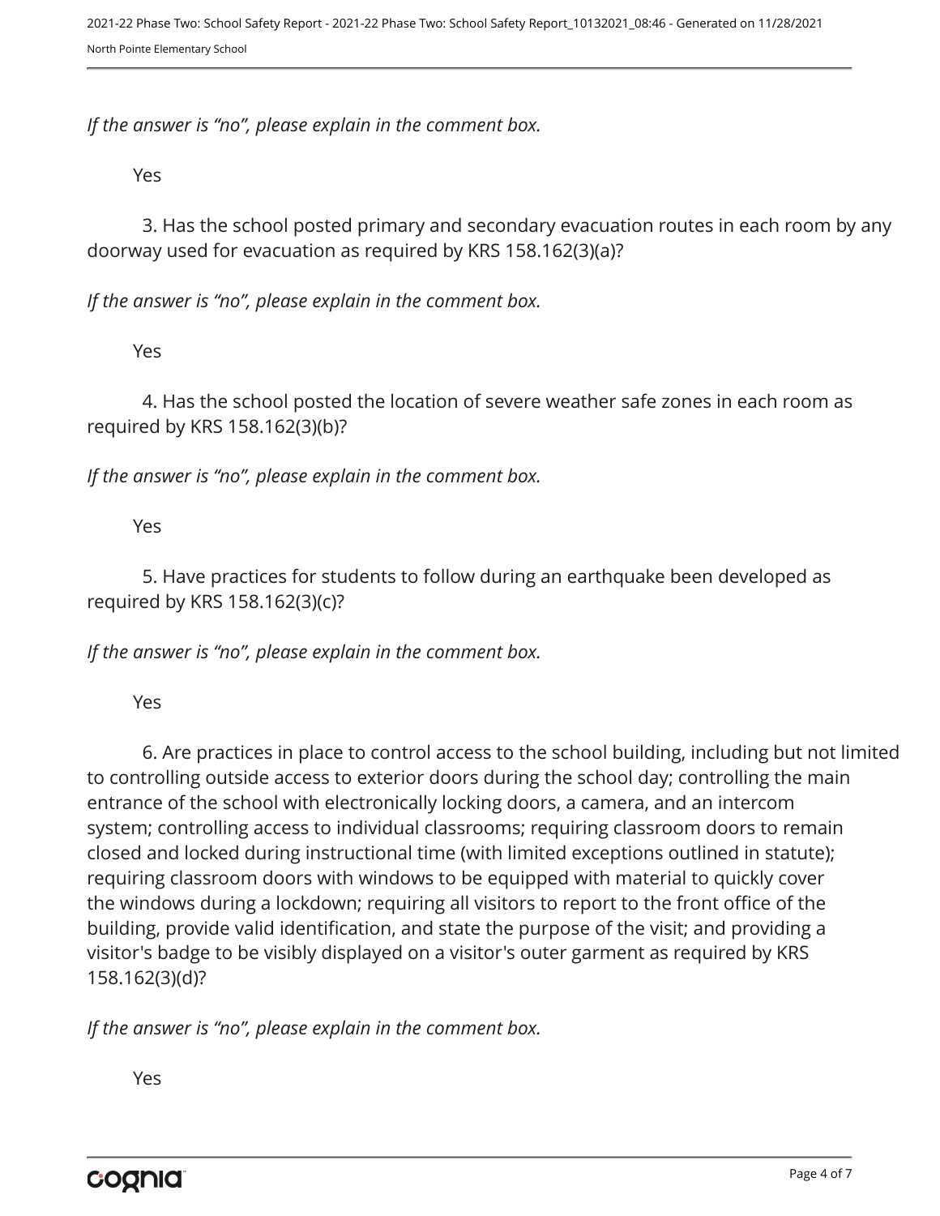*If the answer is "no", please explain in the comment box.*

Yes

3. Has the school posted primary and secondary evacuation routes in each room by any doorway used for evacuation as required by KRS 158.162(3)(a)?

*If the answer is "no", please explain in the comment box.*

Yes

4. Has the school posted the location of severe weather safe zones in each room as required by KRS 158.162(3)(b)?

*If the answer is "no", please explain in the comment box.*

Yes

5. Have practices for students to follow during an earthquake been developed as required by KRS 158.162(3)(c)?

*If the answer is "no", please explain in the comment box.*

Yes

6. Are practices in place to control access to the school building, including but not limited to controlling outside access to exterior doors during the school day; controlling the main entrance of the school with electronically locking doors, a camera, and an intercom system; controlling access to individual classrooms; requiring classroom doors to remain closed and locked during instructional time (with limited exceptions outlined in statute); requiring classroom doors with windows to be equipped with material to quickly cover the windows during a lockdown; requiring all visitors to report to the front office of the building, provide valid identification, and state the purpose of the visit; and providing a visitor's badge to be visibly displayed on a visitor's outer garment as required by KRS 158.162(3)(d)?

*If the answer is "no", please explain in the comment box.*

Yes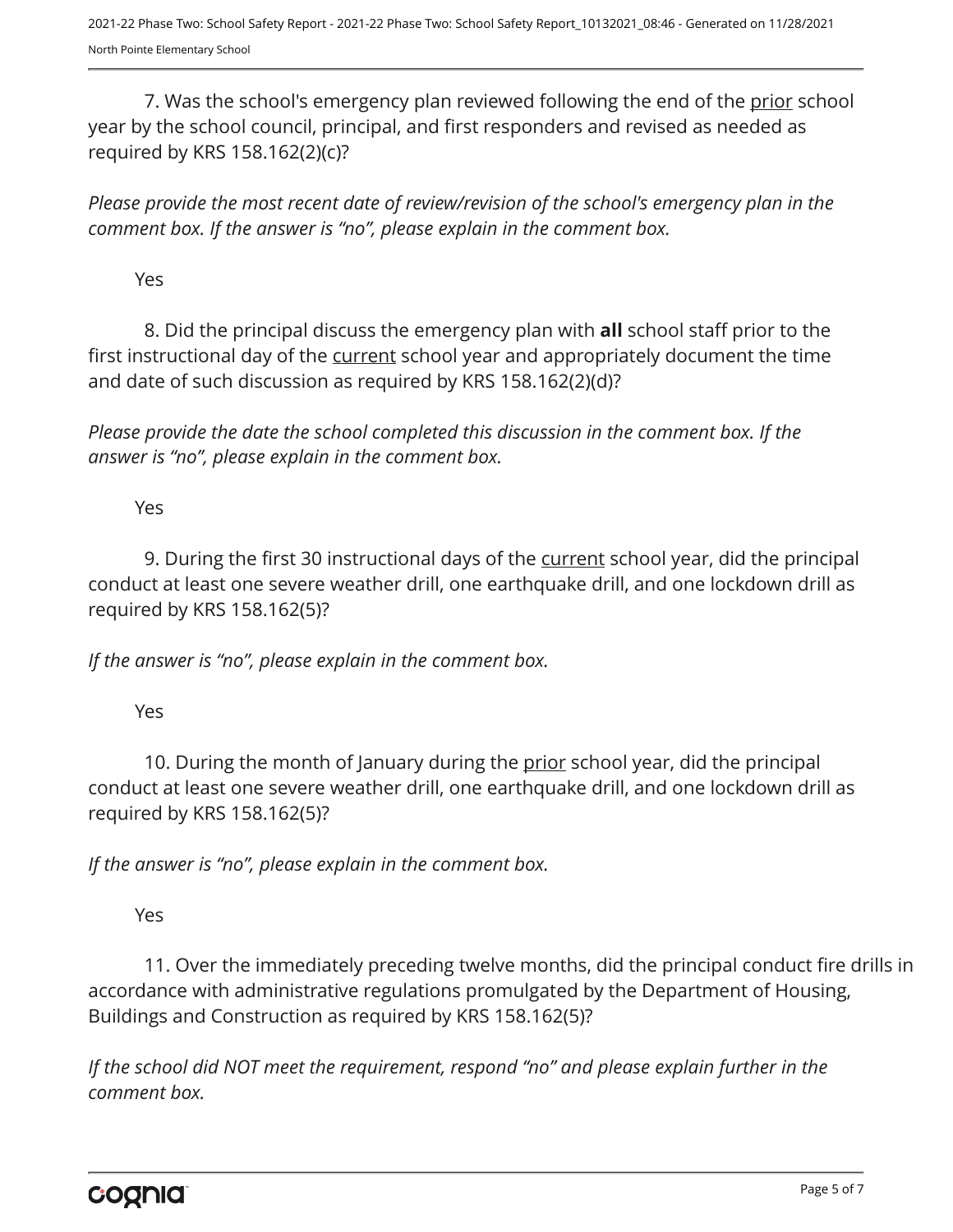7. Was the school's emergency plan reviewed following the end of the prior school year by the school council, principal, and first responders and revised as needed as required by KRS 158.162(2)(c)?

*Please provide the most recent date of review/revision of the school's emergency plan in the comment box. If the answer is "no", please explain in the comment box.*

Yes

8. Did the principal discuss the emergency plan with **all** school staff prior to the first instructional day of the current school year and appropriately document the time and date of such discussion as required by KRS 158.162(2)(d)?

*Please provide the date the school completed this discussion in the comment box. If the answer is "no", please explain in the comment box.*

Yes

9. During the first 30 instructional days of the current school year, did the principal conduct at least one severe weather drill, one earthquake drill, and one lockdown drill as required by KRS 158.162(5)?

*If the answer is "no", please explain in the comment box.*

Yes

10. During the month of January during the prior school year, did the principal conduct at least one severe weather drill, one earthquake drill, and one lockdown drill as required by KRS 158.162(5)?

*If the answer is "no", please explain in the comment box.*

Yes

11. Over the immediately preceding twelve months, did the principal conduct fire drills in accordance with administrative regulations promulgated by the Department of Housing, Buildings and Construction as required by KRS 158.162(5)?

*If the school did NOT meet the requirement, respond "no" and please explain further in the comment box.*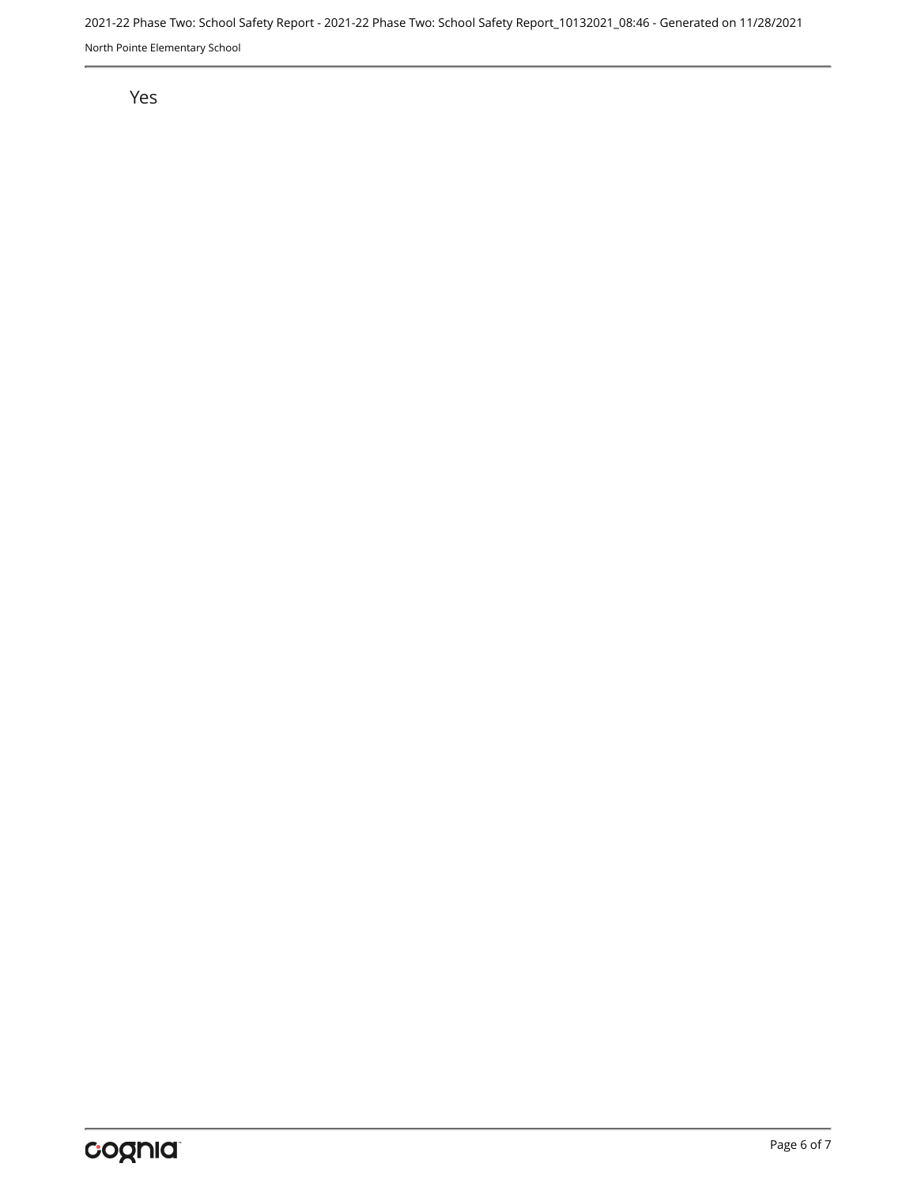Yes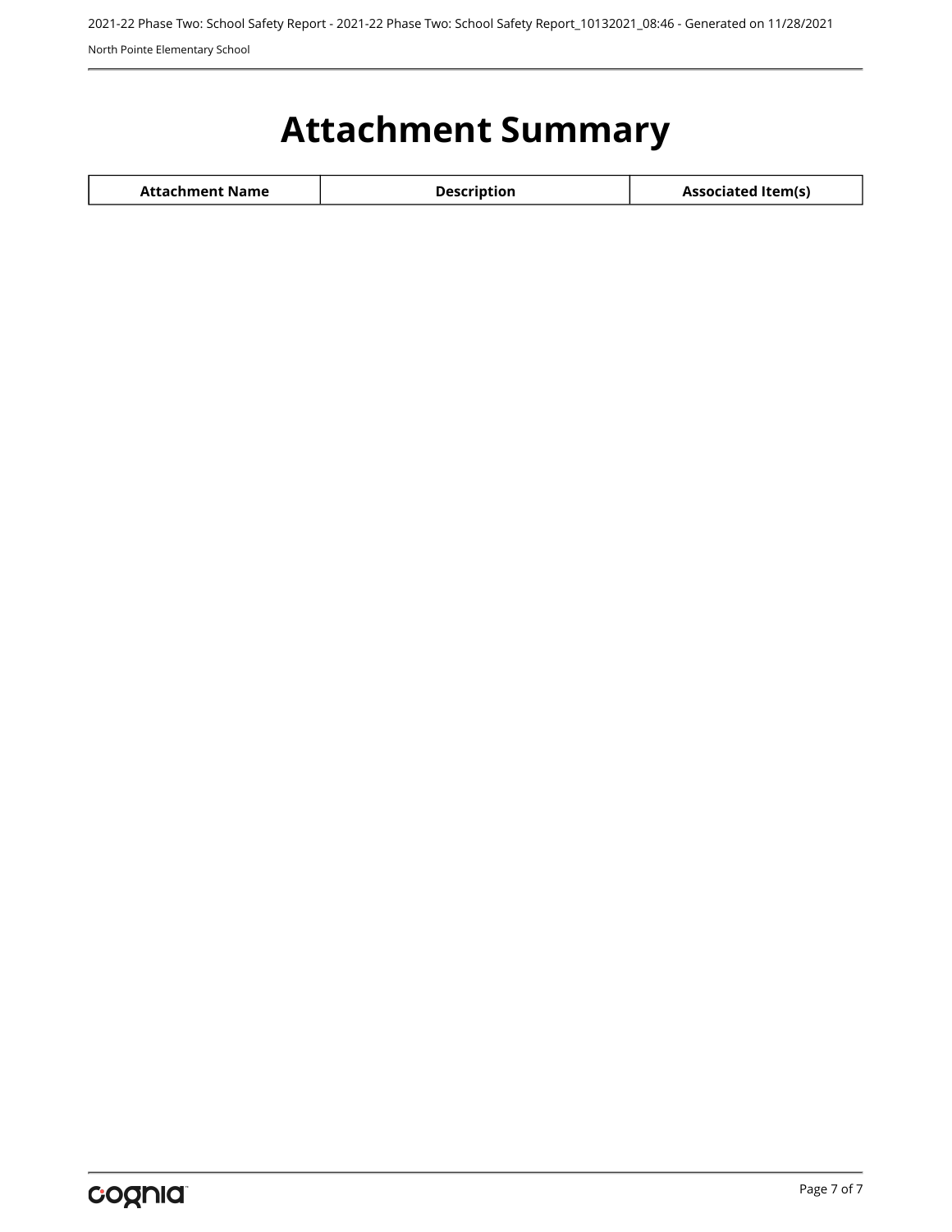# Attachment Summary

| Attachment Name | Description | Associated Item(s) |
| --- | --- | --- |